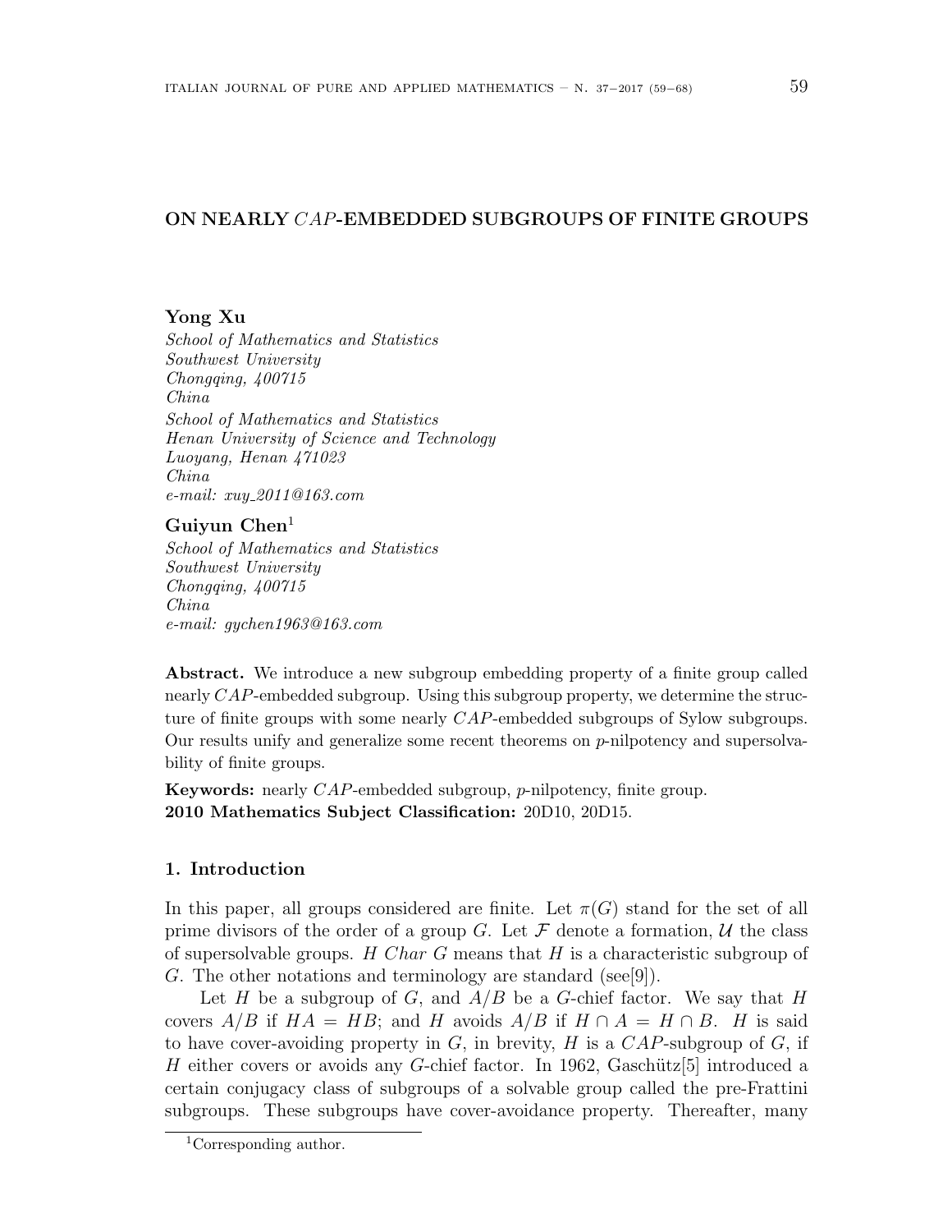# ON NEARLY $CAP$-EMBEDDED SUBGROUPS OF FINITE GROUPS

**Yong Xu**

*School of Mathematics and Statistics*
*Southwest University*
*Chongqing, 400715*
*China*
*School of Mathematics and Statistics*
*Henan University of Science and Technology*
*Luoyang, Henan 471023*
*China*
*e-mail: xuy_2011@163.com*

**Guiyun Chen**[1]

*School of Mathematics and Statistics*
*Southwest University*
*Chongqing, 400715*
*China*
*e-mail: gychen1963@163.com*

**Abstract.** We introduce a new subgroup embedding property of a finite group called nearly $CAP$-embedded subgroup. Using this subgroup property, we determine the structure of finite groups with some nearly $CAP$-embedded subgroups of Sylow subgroups. Our results unify and generalize some recent theorems on $p$-nilpotency and supersolvability of finite groups.

**Keywords:** nearly $CAP$-embedded subgroup, $p$-nilpotency, finite group.
**2010 Mathematics Subject Classification:** 20D10, 20D15.

## 1. Introduction

In this paper, all groups considered are finite. Let $\pi(G)$ stand for the set of all prime divisors of the order of a group $G$. Let $\mathcal{F}$ denote a formation, $\mathcal{U}$ the class of supersolvable groups. $H$ $Char$ $G$ means that $H$ is a characteristic subgroup of $G$. The other notations and terminology are standard (see[9]).

Let $H$ be a subgroup of $G$, and $A/B$ be a $G$-chief factor. We say that $H$ covers $A/B$ if $HA = HB$; and $H$ avoids $A/B$ if $H \cap A = H \cap B$. $H$ is said to have cover-avoiding property in $G$, in brevity, $H$ is a $CAP$-subgroup of $G$, if $H$ either covers or avoids any $G$-chief factor. In 1962, Gaschütz[5] introduced a certain conjugacy class of subgroups of a solvable group called the pre-Frattini subgroups. These subgroups have cover-avoidance property. Thereafter, many

[1]Corresponding author.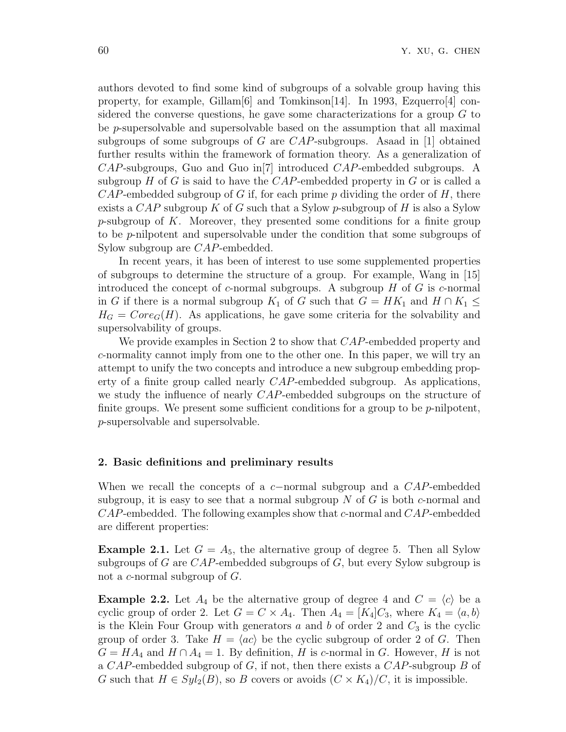authors devoted to find some kind of subgroups of a solvable group having this property, for example, Gillam[6] and Tomkinson[14]. In 1993, Ezquerro[4] considered the converse questions, he gave some characterizations for a group $G$ to be $p$-supersolvable and supersolvable based on the assumption that all maximal subgroups of some subgroups of $G$ are $CAP$-subgroups. Asaad in [1] obtained further results within the framework of formation theory. As a generalization of $CAP$-subgroups, Guo and Guo in[7] introduced $CAP$-embedded subgroups. A subgroup $H$ of $G$ is said to have the $CAP$-embedded property in $G$ or is called a $CAP$-embedded subgroup of $G$ if, for each prime $p$ dividing the order of $H$, there exists a $CAP$ subgroup $K$ of $G$ such that a Sylow $p$-subgroup of $H$ is also a Sylow $p$-subgroup of $K$. Moreover, they presented some conditions for a finite group to be $p$-nilpotent and supersolvable under the condition that some subgroups of Sylow subgroup are $CAP$-embedded.

In recent years, it has been of interest to use some supplemented properties of subgroups to determine the structure of a group. For example, Wang in [15] introduced the concept of $c$-normal subgroups. A subgroup $H$ of $G$ is $c$-normal in $G$ if there is a normal subgroup $K_1$ of $G$ such that $G = HK_1$ and $H \cap K_1 \leq H_G = Core_G(H)$. As applications, he gave some criteria for the solvability and supersolvability of groups.

We provide examples in Section 2 to show that $CAP$-embedded property and $c$-normality cannot imply from one to the other one. In this paper, we will try an attempt to unify the two concepts and introduce a new subgroup embedding property of a finite group called nearly $CAP$-embedded subgroup. As applications, we study the influence of nearly $CAP$-embedded subgroups on the structure of finite groups. We present some sufficient conditions for a group to be $p$-nilpotent, $p$-supersolvable and supersolvable.

## 2. Basic definitions and preliminary results

When we recall the concepts of a $c-$normal subgroup and a $CAP$-embedded subgroup, it is easy to see that a normal subgroup $N$ of $G$ is both $c$-normal and $CAP$-embedded. The following examples show that $c$-normal and $CAP$-embedded are different properties:

**Example 2.1.** Let $G = A_5$, the alternative group of degree 5. Then all Sylow subgroups of $G$ are $CAP$-embedded subgroups of $G$, but every Sylow subgroup is not a $c$-normal subgroup of $G$.

**Example 2.2.** Let $A_4$ be the alternative group of degree 4 and $C = \langle c \rangle$ be a cyclic group of order 2. Let $G = C \times A_4$. Then $A_4 = [K_4]C_3$, where $K_4 = \langle a, b \rangle$ is the Klein Four Group with generators $a$ and $b$ of order 2 and $C_3$ is the cyclic group of order 3. Take $H = \langle ac \rangle$ be the cyclic subgroup of order 2 of $G$. Then $G = HA_4$ and $H \cap A_4 = 1$. By definition, $H$ is $c$-normal in $G$. However, $H$ is not a $CAP$-embedded subgroup of $G$, if not, then there exists a $CAP$-subgroup $B$ of $G$ such that $H \in Syl_2(B)$, so $B$ covers or avoids $(C \times K_4)/C$, it is impossible.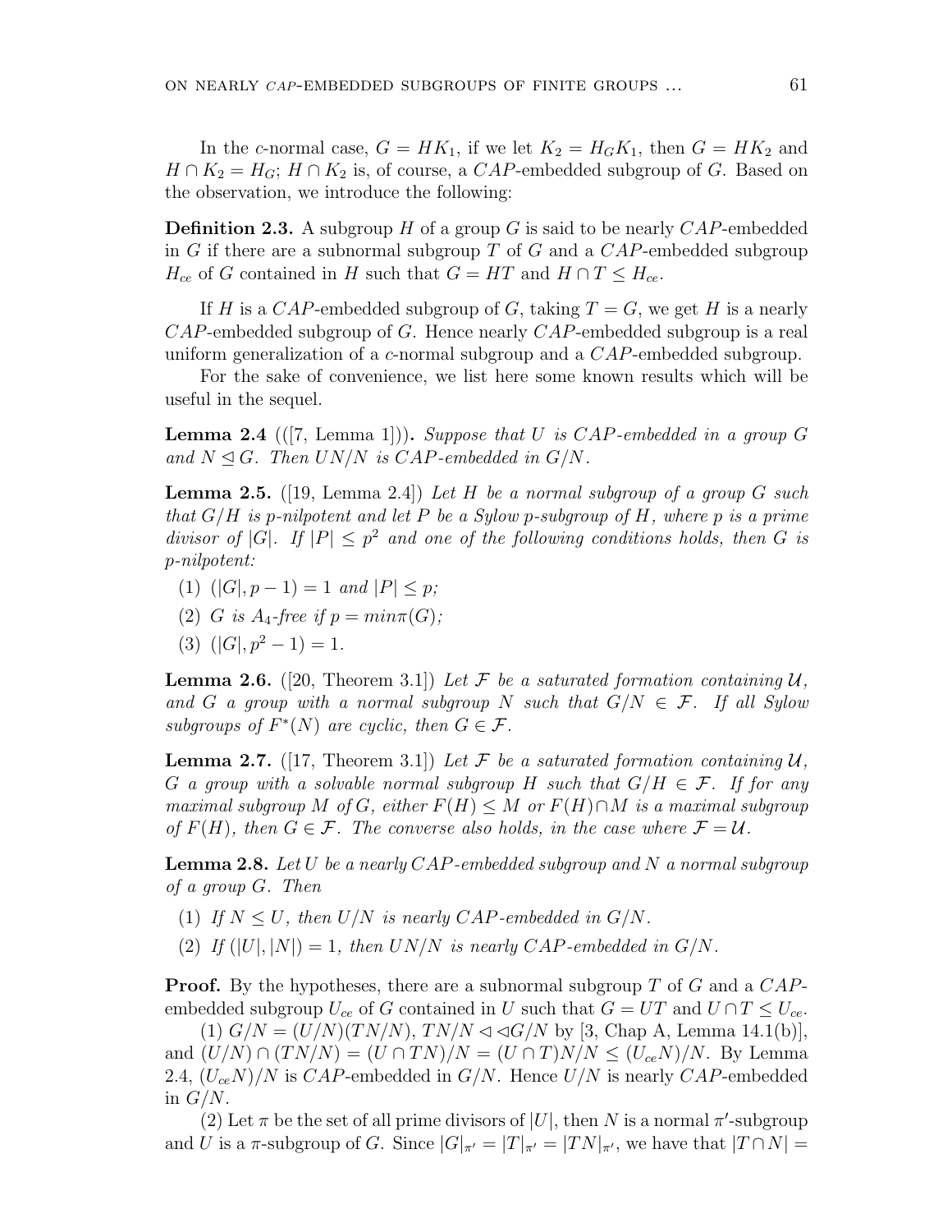In the $c$-normal case, $G = HK_1$, if we let $K_2 = H_G K_1$, then $G = HK_2$ and $H \cap K_2 = H_G$; $H \cap K_2$ is, of course, a $CAP$-embedded subgroup of $G$. Based on the observation, we introduce the following:

**Definition 2.3.** A subgroup $H$ of a group $G$ is said to be nearly $CAP$-embedded in $G$ if there are a subnormal subgroup $T$ of $G$ and a $CAP$-embedded subgroup $H_{ce}$ of $G$ contained in $H$ such that $G = HT$ and $H \cap T \leq H_{ce}$.

If $H$ is a $CAP$-embedded subgroup of $G$, taking $T = G$, we get $H$ is a nearly $CAP$-embedded subgroup of $G$. Hence nearly $CAP$-embedded subgroup is a real uniform generalization of a $c$-normal subgroup and a $CAP$-embedded subgroup.

For the sake of convenience, we list here some known results which will be useful in the sequel.

**Lemma 2.4** (([7, Lemma 1])). *Suppose that $U$ is $CAP$-embedded in a group $G$ and $N \trianglelefteq G$. Then $UN/N$ is $CAP$-embedded in $G/N$.*

**Lemma 2.5.** ([19, Lemma 2.4]) *Let $H$ be a normal subgroup of a group $G$ such that $G/H$ is $p$-nilpotent and let $P$ be a Sylow $p$-subgroup of $H$, where $p$ is a prime divisor of $|G|$. If $|P| \leq p^2$ and one of the following conditions holds, then $G$ is $p$-nilpotent:*

1. *$(|G|, p-1) = 1$ and $|P| \leq p$;*
2. *$G$ is $A_4$-free if $p = min\pi(G)$;*
3. *$(|G|, p^2 - 1) = 1$.*

**Lemma 2.6.** ([20, Theorem 3.1]) *Let $\mathcal{F}$ be a saturated formation containing $\mathcal{U}$, and $G$ a group with a normal subgroup $N$ such that $G/N \in \mathcal{F}$. If all Sylow subgroups of $F^*(N)$ are cyclic, then $G \in \mathcal{F}$.*

**Lemma 2.7.** ([17, Theorem 3.1]) *Let $\mathcal{F}$ be a saturated formation containing $\mathcal{U}$, $G$ a group with a solvable normal subgroup $H$ such that $G/H \in \mathcal{F}$. If for any maximal subgroup $M$ of $G$, either $F(H) \leq M$ or $F(H) \cap M$ is a maximal subgroup of $F(H)$, then $G \in \mathcal{F}$. The converse also holds, in the case where $\mathcal{F} = \mathcal{U}$.*

**Lemma 2.8.** *Let $U$ be a nearly $CAP$-embedded subgroup and $N$ a normal subgroup of a group $G$. Then*

1. *If $N \leq U$, then $U/N$ is nearly $CAP$-embedded in $G/N$.*
2. *If $(|U|, |N|) = 1$, then $UN/N$ is nearly $CAP$-embedded in $G/N$.*

**Proof.** By the hypotheses, there are a subnormal subgroup $T$ of $G$ and a $CAP$-embedded subgroup $U_{ce}$ of $G$ contained in $U$ such that $G = UT$ and $U \cap T \leq U_{ce}$.

(1) $G/N = (U/N)(TN/N)$, $TN/N \lhd \lhd G/N$ by [3, Chap A, Lemma 14.1(b)], and $(U/N) \cap (TN/N) = (U \cap TN)/N = (U \cap T)N/N \leq (U_{ce}N)/N$. By Lemma 2.4, $(U_{ce}N)/N$ is $CAP$-embedded in $G/N$. Hence $U/N$ is nearly $CAP$-embedded in $G/N$.

(2) Let $\pi$ be the set of all prime divisors of $|U|$, then $N$ is a normal $\pi'$-subgroup and $U$ is a $\pi$-subgroup of $G$. Since $|G|_{\pi'} = |T|_{\pi'} = |TN|_{\pi'}$, we have that $|T \cap N| =$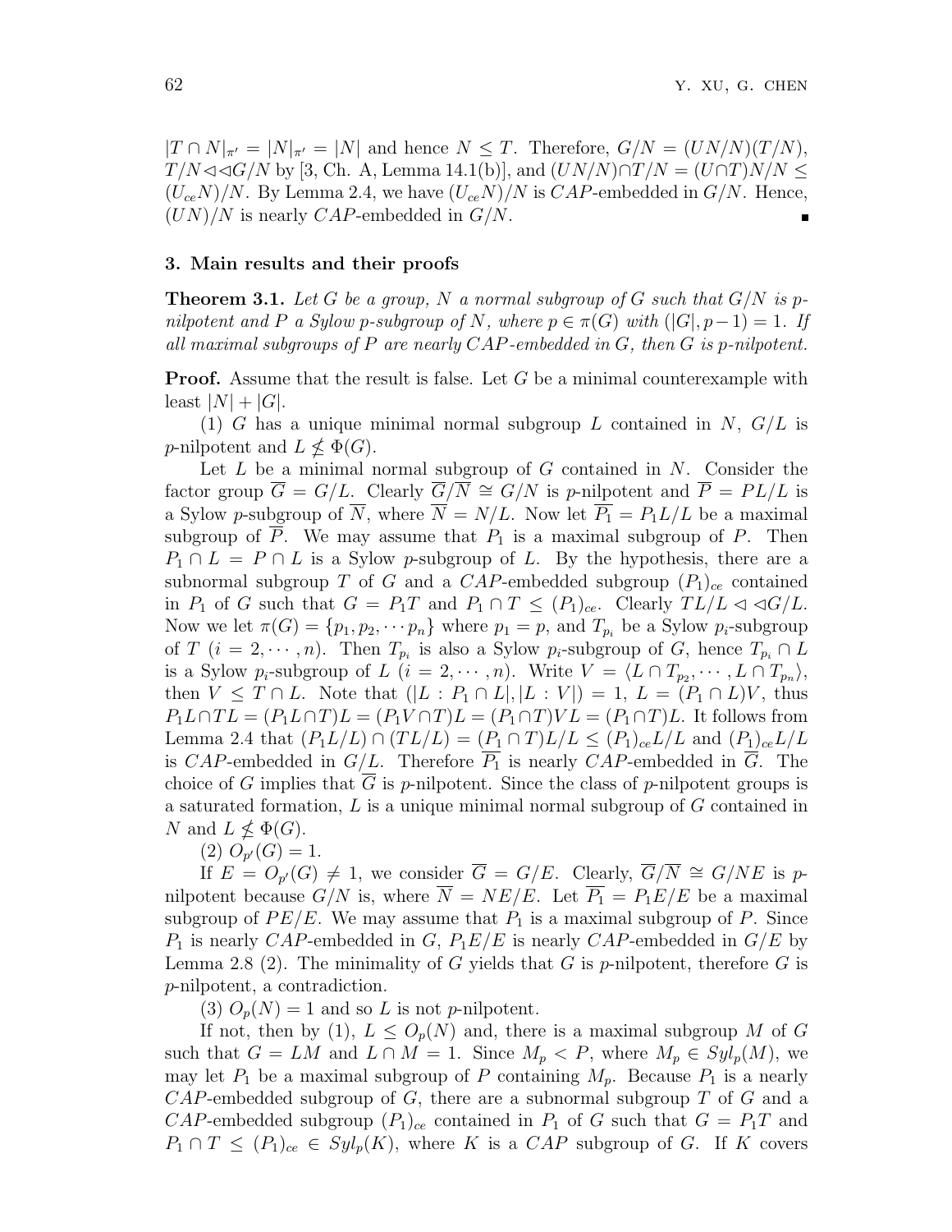$|T \cap N|_{\pi'} = |N|_{\pi'} = |N|$ and hence $N \leq T$. Therefore, $G/N = (UN/N)(T/N)$, $T/N \lhd\lhd G/N$ by [3, Ch. A, Lemma 14.1(b)], and $(UN/N) \cap T/N = (U \cap T)N/N \leq (U_{ce}N)/N$. By Lemma 2.4, we have $(U_{ce}N)/N$ is $CAP$-embedded in $G/N$. Hence, $(UN)/N$ is nearly $CAP$-embedded in $G/N$. ∎

## 3. Main results and their proofs

**Theorem 3.1.** *Let $G$ be a group, $N$ a normal subgroup of $G$ such that $G/N$ is $p$-nilpotent and $P$ a Sylow $p$-subgroup of $N$, where $p \in \pi(G)$ with $(|G|, p-1) = 1$. If all maximal subgroups of $P$ are nearly $CAP$-embedded in $G$, then $G$ is $p$-nilpotent.*

**Proof.** Assume that the result is false. Let $G$ be a minimal counterexample with least $|N| + |G|$.

(1) $G$ has a unique minimal normal subgroup $L$ contained in $N$, $G/L$ is $p$-nilpotent and $L \nleq \Phi(G)$.

Let $L$ be a minimal normal subgroup of $G$ contained in $N$. Consider the factor group $\overline{G} = G/L$. Clearly $\overline{G}/\overline{N} \cong G/N$ is $p$-nilpotent and $\overline{P} = PL/L$ is a Sylow $p$-subgroup of $\overline{N}$, where $\overline{N} = N/L$. Now let $\overline{P_1} = P_1L/L$ be a maximal subgroup of $\overline{P}$. We may assume that $P_1$ is a maximal subgroup of $P$. Then $P_1 \cap L = P \cap L$ is a Sylow $p$-subgroup of $L$. By the hypothesis, there are a subnormal subgroup $T$ of $G$ and a $CAP$-embedded subgroup $(P_1)_{ce}$ contained in $P_1$ of $G$ such that $G = P_1T$ and $P_1 \cap T \leq (P_1)_{ce}$. Clearly $TL/L \lhd \lhd G/L$. Now we let $\pi(G) = \{p_1, p_2, \cdots p_n\}$ where $p_1 = p$, and $T_{p_i}$ be a Sylow $p_i$-subgroup of $T$ $(i = 2, \cdots, n)$. Then $T_{p_i}$ is also a Sylow $p_i$-subgroup of $G$, hence $T_{p_i} \cap L$ is a Sylow $p_i$-subgroup of $L$ $(i = 2, \cdots, n)$. Write $V = \langle L \cap T_{p_2}, \cdots, L \cap T_{p_n} \rangle$, then $V \leq T \cap L$. Note that $(|L : P_1 \cap L|, |L : V|) = 1$, $L = (P_1 \cap L)V$, thus $P_1L \cap TL = (P_1L \cap T)L = (P_1V \cap T)L = (P_1 \cap T)VL = (P_1 \cap T)L$. It follows from Lemma 2.4 that $(P_1L/L) \cap (TL/L) = (P_1 \cap T)L/L \leq (P_1)_{ce}L/L$ and $(P_1)_{ce}L/L$ is $CAP$-embedded in $G/L$. Therefore $\overline{P_1}$ is nearly $CAP$-embedded in $\overline{G}$. The choice of $G$ implies that $\overline{G}$ is $p$-nilpotent. Since the class of $p$-nilpotent groups is a saturated formation, $L$ is a unique minimal normal subgroup of $G$ contained in $N$ and $L \nleq \Phi(G)$.

(2) $O_{p'}(G) = 1$.

If $E = O_{p'}(G) \neq 1$, we consider $\overline{G} = G/E$. Clearly, $\overline{G}/\overline{N} \cong G/NE$ is $p$-nilpotent because $G/N$ is, where $\overline{N} = NE/E$. Let $\overline{P_1} = P_1E/E$ be a maximal subgroup of $PE/E$. We may assume that $P_1$ is a maximal subgroup of $P$. Since $P_1$ is nearly $CAP$-embedded in $G$, $P_1E/E$ is nearly $CAP$-embedded in $G/E$ by Lemma 2.8 (2). The minimality of $G$ yields that $G$ is $p$-nilpotent, therefore $G$ is $p$-nilpotent, a contradiction.

(3) $O_p(N) = 1$ and so $L$ is not $p$-nilpotent.

If not, then by (1), $L \leq O_p(N)$ and, there is a maximal subgroup $M$ of $G$ such that $G = LM$ and $L \cap M = 1$. Since $M_p < P$, where $M_p \in Syl_p(M)$, we may let $P_1$ be a maximal subgroup of $P$ containing $M_p$. Because $P_1$ is a nearly $CAP$-embedded subgroup of $G$, there are a subnormal subgroup $T$ of $G$ and a $CAP$-embedded subgroup $(P_1)_{ce}$ contained in $P_1$ of $G$ such that $G = P_1T$ and $P_1 \cap T \leq (P_1)_{ce} \in Syl_p(K)$, where $K$ is a $CAP$ subgroup of $G$. If $K$ covers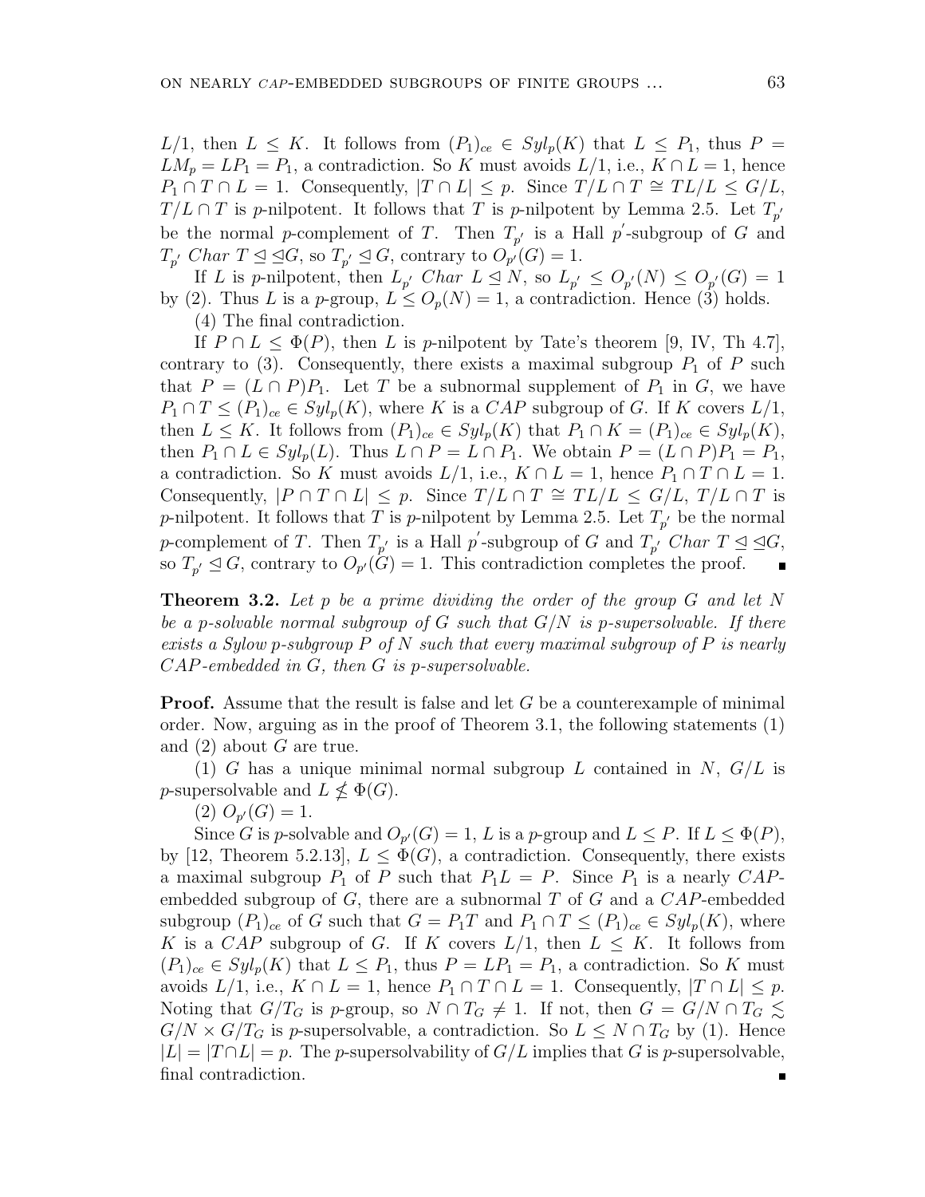$L/1$, then $L \leq K$. It follows from $(P_1)_{ce} \in Syl_p(K)$ that $L \leq P_1$, thus $P = LM_p = LP_1 = P_1$, a contradiction. So $K$ must avoids $L/1$, i.e., $K \cap L = 1$, hence $P_1 \cap T \cap L = 1$. Consequently, $|T \cap L| \leq p$. Since $T/L \cap T \cong TL/L \leq G/L$, $T/L \cap T$ is $p$-nilpotent. It follows that $T$ is $p$-nilpotent by Lemma 2.5. Let $T_{p'}$ be the normal $p$-complement of $T$. Then $T_{p'}$ is a Hall $p'$-subgroup of $G$ and $T_{p'}$ *Char* $T \trianglelefteq\trianglelefteq G$, so $T_{p'} \trianglelefteq G$, contrary to $O_{p'}(G) = 1$.

If $L$ is $p$-nilpotent, then $L_{p'}$ *Char* $L \trianglelefteq N$, so $L_{p'} \leq O_{p'}(N) \leq O_{p'}(G) = 1$ by (2). Thus $L$ is a $p$-group, $L \leq O_p(N) = 1$, a contradiction. Hence (3) holds.

(4) The final contradiction.

If $P \cap L \leq \Phi(P)$, then $L$ is $p$-nilpotent by Tate's theorem [9, IV, Th 4.7], contrary to (3). Consequently, there exists a maximal subgroup $P_1$ of $P$ such that $P = (L \cap P)P_1$. Let $T$ be a subnormal supplement of $P_1$ in $G$, we have $P_1 \cap T \leq (P_1)_{ce} \in Syl_p(K)$, where $K$ is a $CAP$ subgroup of $G$. If $K$ covers $L/1$, then $L \leq K$. It follows from $(P_1)_{ce} \in Syl_p(K)$ that $P_1 \cap K = (P_1)_{ce} \in Syl_p(K)$, then $P_1 \cap L \in Syl_p(L)$. Thus $L \cap P = L \cap P_1$. We obtain $P = (L \cap P)P_1 = P_1$, a contradiction. So $K$ must avoids $L/1$, i.e., $K \cap L = 1$, hence $P_1 \cap T \cap L = 1$. Consequently, $|P \cap T \cap L| \leq p$. Since $T/L \cap T \cong TL/L \leq G/L$, $T/L \cap T$ is $p$-nilpotent. It follows that $T$ is $p$-nilpotent by Lemma 2.5. Let $T_{p'}$ be the normal $p$-complement of $T$. Then $T_{p'}$ is a Hall $p'$-subgroup of $G$ and $T_{p'}$ *Char* $T \trianglelefteq\trianglelefteq G$, so $T_{p'} \trianglelefteq G$, contrary to $O_{p'}(G) = 1$. This contradiction completes the proof. ∎

**Theorem 3.2.** *Let $p$ be a prime dividing the order of the group $G$ and let $N$ be a $p$-solvable normal subgroup of $G$ such that $G/N$ is $p$-supersolvable. If there exists a Sylow $p$-subgroup $P$ of $N$ such that every maximal subgroup of $P$ is nearly $CAP$-embedded in $G$, then $G$ is $p$-supersolvable.*

**Proof.** Assume that the result is false and let $G$ be a counterexample of minimal order. Now, arguing as in the proof of Theorem 3.1, the following statements (1) and (2) about $G$ are true.

(1) $G$ has a unique minimal normal subgroup $L$ contained in $N$, $G/L$ is $p$-supersolvable and $L \nleq \Phi(G)$.

(2) $O_{p'}(G) = 1$.

Since $G$ is $p$-solvable and $O_{p'}(G) = 1$, $L$ is a $p$-group and $L \leq P$. If $L \leq \Phi(P)$, by [12, Theorem 5.2.13], $L \leq \Phi(G)$, a contradiction. Consequently, there exists a maximal subgroup $P_1$ of $P$ such that $P_1L = P$. Since $P_1$ is a nearly $CAP$-embedded subgroup of $G$, there are a subnormal $T$ of $G$ and a $CAP$-embedded subgroup $(P_1)_{ce}$ of $G$ such that $G = P_1T$ and $P_1 \cap T \leq (P_1)_{ce} \in Syl_p(K)$, where $K$ is a $CAP$ subgroup of $G$. If $K$ covers $L/1$, then $L \leq K$. It follows from $(P_1)_{ce} \in Syl_p(K)$ that $L \leq P_1$, thus $P = LP_1 = P_1$, a contradiction. So $K$ must avoids $L/1$, i.e., $K \cap L = 1$, hence $P_1 \cap T \cap L = 1$. Consequently, $|T \cap L| \leq p$. Noting that $G/T_G$ is $p$-group, so $N \cap T_G \neq 1$. If not, then $G = G/N \cap T_G \lesssim G/N \times G/T_G$ is $p$-supersolvable, a contradiction. So $L \leq N \cap T_G$ by (1). Hence $|L| = |T \cap L| = p$. The $p$-supersolvability of $G/L$ implies that $G$ is $p$-supersolvable, final contradiction. ∎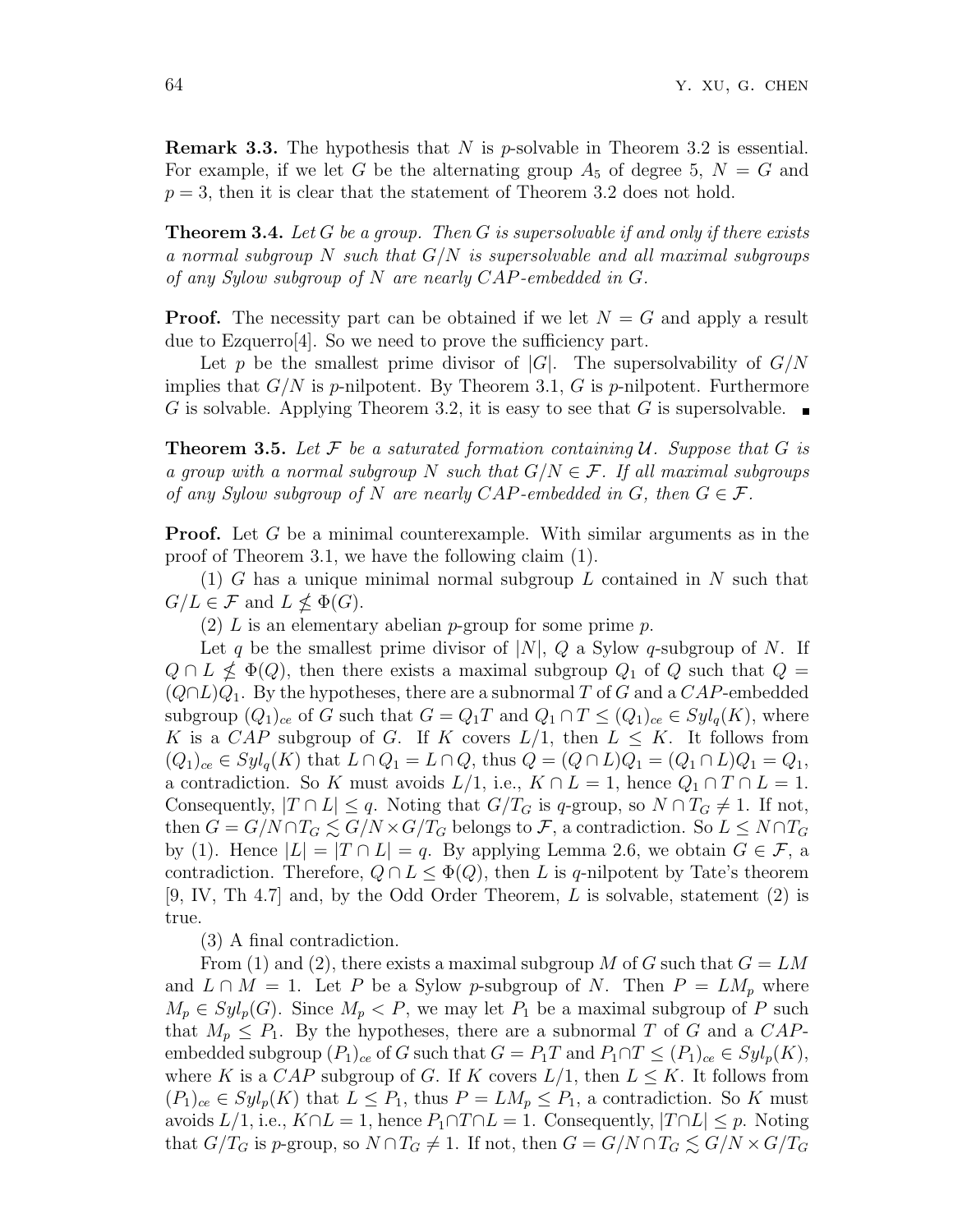**Remark 3.3.** The hypothesis that $N$ is $p$-solvable in Theorem 3.2 is essential. For example, if we let $G$ be the alternating group $A_5$ of degree 5, $N = G$ and $p = 3$, then it is clear that the statement of Theorem 3.2 does not hold.

**Theorem 3.4.** *Let $G$ be a group. Then $G$ is supersolvable if and only if there exists a normal subgroup $N$ such that $G/N$ is supersolvable and all maximal subgroups of any Sylow subgroup of $N$ are nearly CAP-embedded in $G$.*

**Proof.** The necessity part can be obtained if we let $N = G$ and apply a result due to Ezquerro[4]. So we need to prove the sufficiency part.

Let $p$ be the smallest prime divisor of $|G|$. The supersolvability of $G/N$ implies that $G/N$ is $p$-nilpotent. By Theorem 3.1, $G$ is $p$-nilpotent. Furthermore $G$ is solvable. Applying Theorem 3.2, it is easy to see that $G$ is supersolvable. ∎

**Theorem 3.5.** *Let $\mathcal{F}$ be a saturated formation containing $\mathcal{U}$. Suppose that $G$ is a group with a normal subgroup $N$ such that $G/N \in \mathcal{F}$. If all maximal subgroups of any Sylow subgroup of $N$ are nearly CAP-embedded in $G$, then $G \in \mathcal{F}$.*

**Proof.** Let $G$ be a minimal counterexample. With similar arguments as in the proof of Theorem 3.1, we have the following claim (1).

(1) $G$ has a unique minimal normal subgroup $L$ contained in $N$ such that $G/L \in \mathcal{F}$ and $L \nleq \Phi(G)$.

(2) $L$ is an elementary abelian $p$-group for some prime $p$.

Let $q$ be the smallest prime divisor of $|N|$, $Q$ a Sylow $q$-subgroup of $N$. If $Q \cap L \nleq \Phi(Q)$, then there exists a maximal subgroup $Q_1$ of $Q$ such that $Q = (Q \cap L)Q_1$. By the hypotheses, there are a subnormal $T$ of $G$ and a CAP-embedded subgroup $(Q_1)_{ce}$ of $G$ such that $G = Q_1T$ and $Q_1 \cap T \leq (Q_1)_{ce} \in Syl_q(K)$, where $K$ is a CAP subgroup of $G$. If $K$ covers $L/1$, then $L \leq K$. It follows from $(Q_1)_{ce} \in Syl_q(K)$ that $L \cap Q_1 = L \cap Q$, thus $Q = (Q \cap L)Q_1 = (Q_1 \cap L)Q_1 = Q_1$, a contradiction. So $K$ must avoids $L/1$, i.e., $K \cap L = 1$, hence $Q_1 \cap T \cap L = 1$. Consequently, $|T \cap L| \leq q$. Noting that $G/T_G$ is $q$-group, so $N \cap T_G \neq 1$. If not, then $G = G/N \cap T_G \lesssim G/N \times G/T_G$ belongs to $\mathcal{F}$, a contradiction. So $L \leq N \cap T_G$ by (1). Hence $|L| = |T \cap L| = q$. By applying Lemma 2.6, we obtain $G \in \mathcal{F}$, a contradiction. Therefore, $Q \cap L \leq \Phi(Q)$, then $L$ is $q$-nilpotent by Tate's theorem [9, IV, Th 4.7] and, by the Odd Order Theorem, $L$ is solvable, statement (2) is true.

(3) A final contradiction.

From (1) and (2), there exists a maximal subgroup $M$ of $G$ such that $G = LM$ and $L \cap M = 1$. Let $P$ be a Sylow $p$-subgroup of $N$. Then $P = LM_p$ where $M_p \in Syl_p(G)$. Since $M_p < P$, we may let $P_1$ be a maximal subgroup of $P$ such that $M_p \leq P_1$. By the hypotheses, there are a subnormal $T$ of $G$ and a CAP-embedded subgroup $(P_1)_{ce}$ of $G$ such that $G = P_1T$ and $P_1 \cap T \leq (P_1)_{ce} \in Syl_p(K)$, where $K$ is a CAP subgroup of $G$. If $K$ covers $L/1$, then $L \leq K$. It follows from $(P_1)_{ce} \in Syl_p(K)$ that $L \leq P_1$, thus $P = LM_p \leq P_1$, a contradiction. So $K$ must avoids $L/1$, i.e., $K \cap L = 1$, hence $P_1 \cap T \cap L = 1$. Consequently, $|T \cap L| \leq p$. Noting that $G/T_G$ is $p$-group, so $N \cap T_G \neq 1$. If not, then $G = G/N \cap T_G \lesssim G/N \times G/T_G$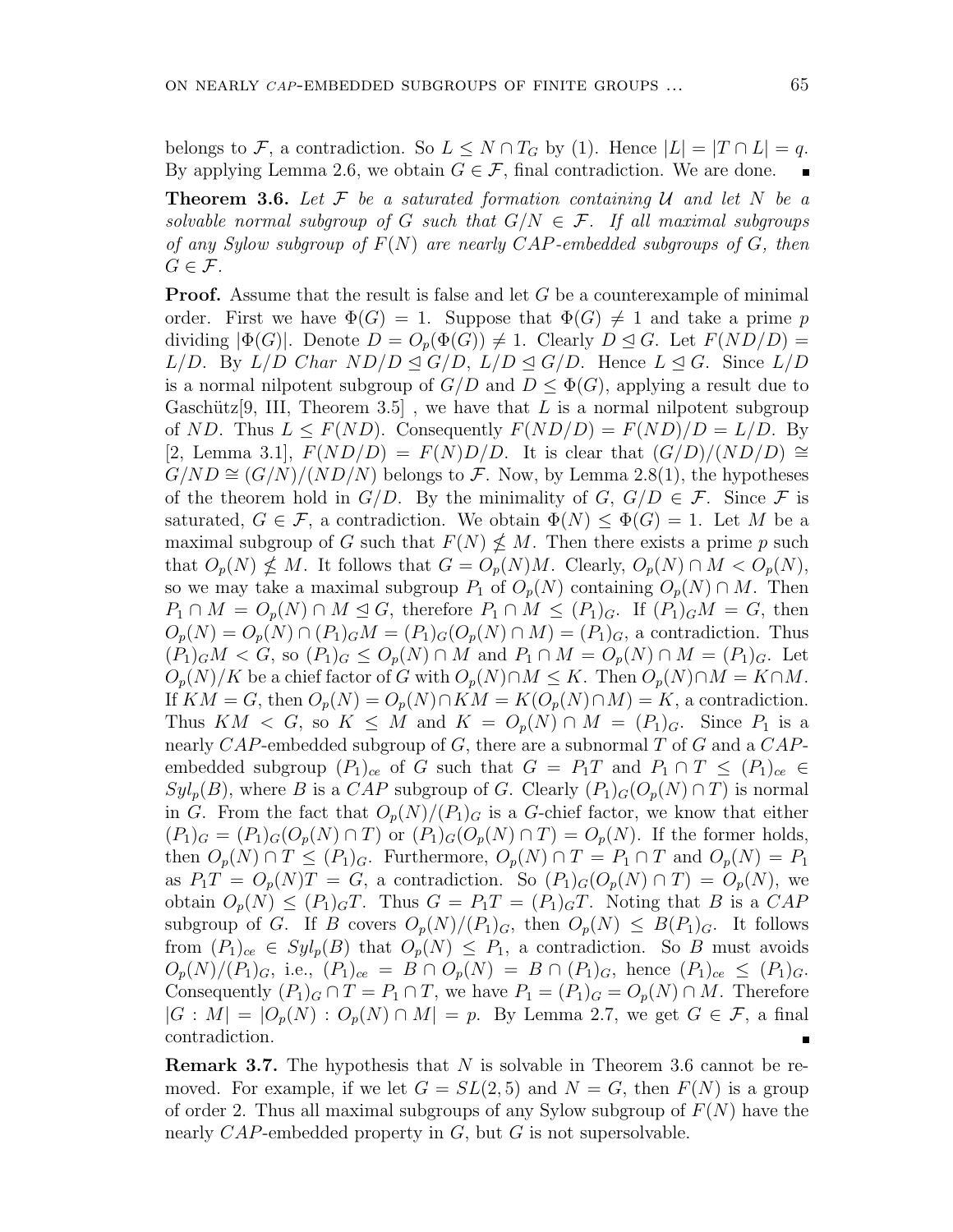belongs to $\mathcal{F}$, a contradiction. So $L \leq N \cap T_G$ by (1). Hence $|L| = |T \cap L| = q$. By applying Lemma 2.6, we obtain $G \in \mathcal{F}$, final contradiction. We are done. ∎

**Theorem 3.6.** *Let $\mathcal{F}$ be a saturated formation containing $\mathcal{U}$ and let $N$ be a solvable normal subgroup of $G$ such that $G/N \in \mathcal{F}$. If all maximal subgroups of any Sylow subgroup of $F(N)$ are nearly CAP-embedded subgroups of $G$, then $G \in \mathcal{F}$.*

**Proof.** Assume that the result is false and let $G$ be a counterexample of minimal order. First we have $\Phi(G) = 1$. Suppose that $\Phi(G) \neq 1$ and take a prime $p$ dividing $|\Phi(G)|$. Denote $D = O_p(\Phi(G)) \neq 1$. Clearly $D \trianglelefteq G$. Let $F(ND/D) = L/D$. By $L/D$ *Char* $ND/D \trianglelefteq G/D$, $L/D \trianglelefteq G/D$. Hence $L \trianglelefteq G$. Since $L/D$ is a normal nilpotent subgroup of $G/D$ and $D \leq \Phi(G)$, applying a result due to Gaschütz[9, III, Theorem 3.5] , we have that $L$ is a normal nilpotent subgroup of $ND$. Thus $L \leq F(ND)$. Consequently $F(ND/D) = F(ND)/D = L/D$. By [2, Lemma 3.1], $F(ND/D) = F(N)D/D$. It is clear that $(G/D)/(ND/D) \cong G/ND \cong (G/N)/(ND/N)$ belongs to $\mathcal{F}$. Now, by Lemma 2.8(1), the hypotheses of the theorem hold in $G/D$. By the minimality of $G$, $G/D \in \mathcal{F}$. Since $\mathcal{F}$ is saturated, $G \in \mathcal{F}$, a contradiction. We obtain $\Phi(N) \leq \Phi(G) = 1$. Let $M$ be a maximal subgroup of $G$ such that $F(N) \nleq M$. Then there exists a prime $p$ such that $O_p(N) \nleq M$. It follows that $G = O_p(N)M$. Clearly, $O_p(N) \cap M < O_p(N)$, so we may take a maximal subgroup $P_1$ of $O_p(N)$ containing $O_p(N) \cap M$. Then $P_1 \cap M = O_p(N) \cap M \trianglelefteq G$, therefore $P_1 \cap M \leq (P_1)_G$. If $(P_1)_G M = G$, then $O_p(N) = O_p(N) \cap (P_1)_G M = (P_1)_G(O_p(N) \cap M) = (P_1)_G$, a contradiction. Thus $(P_1)_G M < G$, so $(P_1)_G \leq O_p(N) \cap M$ and $P_1 \cap M = O_p(N) \cap M = (P_1)_G$. Let $O_p(N)/K$ be a chief factor of $G$ with $O_p(N) \cap M \leq K$. Then $O_p(N) \cap M = K \cap M$. If $KM = G$, then $O_p(N) = O_p(N) \cap KM = K(O_p(N) \cap M) = K$, a contradiction. Thus $KM < G$, so $K \leq M$ and $K = O_p(N) \cap M = (P_1)_G$. Since $P_1$ is a nearly $CAP$-embedded subgroup of $G$, there are a subnormal $T$ of $G$ and a $CAP$-embedded subgroup $(P_1)_{ce}$ of $G$ such that $G = P_1 T$ and $P_1 \cap T \leq (P_1)_{ce} \in Syl_p(B)$, where $B$ is a $CAP$ subgroup of $G$. Clearly $(P_1)_G(O_p(N) \cap T)$ is normal in $G$. From the fact that $O_p(N)/(P_1)_G$ is a $G$-chief factor, we know that either $(P_1)_G = (P_1)_G(O_p(N) \cap T)$ or $(P_1)_G(O_p(N) \cap T) = O_p(N)$. If the former holds, then $O_p(N) \cap T \leq (P_1)_G$. Furthermore, $O_p(N) \cap T = P_1 \cap T$ and $O_p(N) = P_1$ as $P_1 T = O_p(N)T = G$, a contradiction. So $(P_1)_G(O_p(N) \cap T) = O_p(N)$, we obtain $O_p(N) \leq (P_1)_G T$. Thus $G = P_1 T = (P_1)_G T$. Noting that $B$ is a $CAP$ subgroup of $G$. If $B$ covers $O_p(N)/(P_1)_G$, then $O_p(N) \leq B(P_1)_G$. It follows from $(P_1)_{ce} \in Syl_p(B)$ that $O_p(N) \leq P_1$, a contradiction. So $B$ must avoids $O_p(N)/(P_1)_G$, i.e., $(P_1)_{ce} = B \cap O_p(N) = B \cap (P_1)_G$, hence $(P_1)_{ce} \leq (P_1)_G$. Consequently $(P_1)_G \cap T = P_1 \cap T$, we have $P_1 = (P_1)_G = O_p(N) \cap M$. Therefore $|G : M| = |O_p(N) : O_p(N) \cap M| = p$. By Lemma 2.7, we get $G \in \mathcal{F}$, a final contradiction. ∎

**Remark 3.7.** The hypothesis that $N$ is solvable in Theorem 3.6 cannot be removed. For example, if we let $G = SL(2, 5)$ and $N = G$, then $F(N)$ is a group of order 2. Thus all maximal subgroups of any Sylow subgroup of $F(N)$ have the nearly $CAP$-embedded property in $G$, but $G$ is not supersolvable.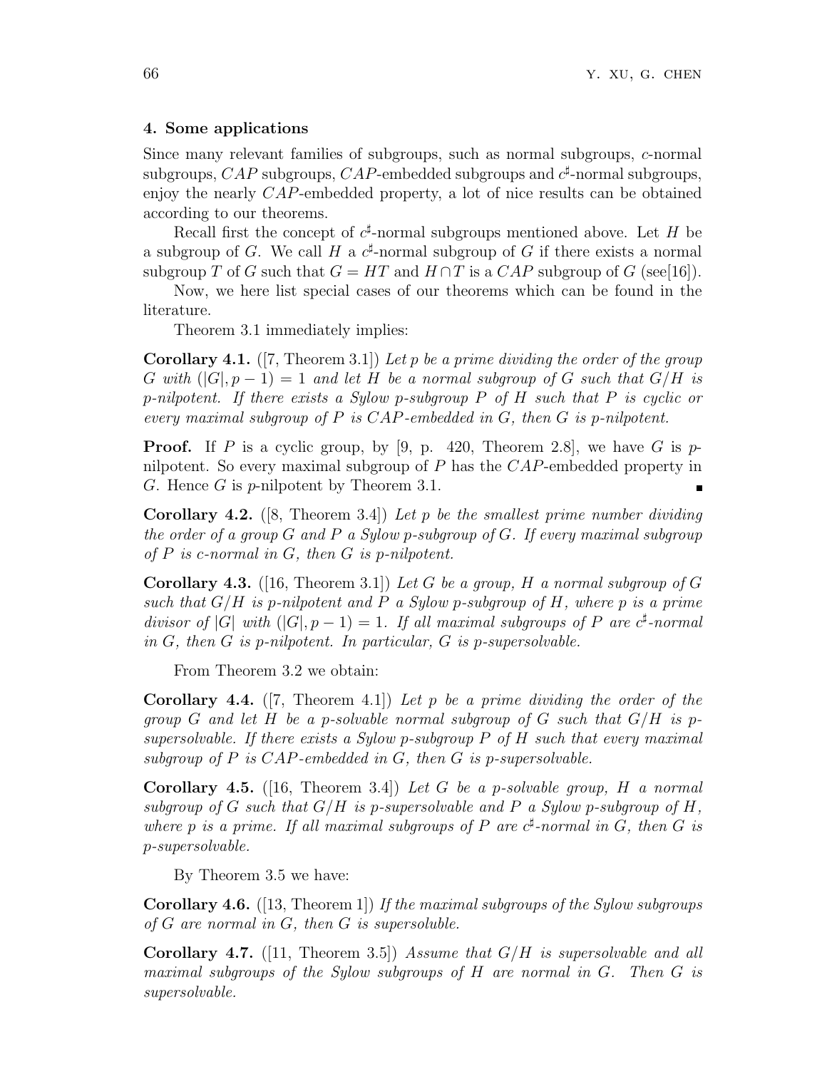## 4. Some applications

Since many relevant families of subgroups, such as normal subgroups, $c$-normal subgroups, $CAP$ subgroups, $CAP$-embedded subgroups and $c^\sharp$-normal subgroups, enjoy the nearly $CAP$-embedded property, a lot of nice results can be obtained according to our theorems.

Recall first the concept of $c^\sharp$-normal subgroups mentioned above. Let $H$ be a subgroup of $G$. We call $H$ a $c^\sharp$-normal subgroup of $G$ if there exists a normal subgroup $T$ of $G$ such that $G = HT$ and $H \cap T$ is a $CAP$ subgroup of $G$ (see[16]).

Now, we here list special cases of our theorems which can be found in the literature.

Theorem 3.1 immediately implies:

**Corollary 4.1.** ([7, Theorem 3.1]) *Let $p$ be a prime dividing the order of the group $G$ with $(|G|, p-1) = 1$ and let $H$ be a normal subgroup of $G$ such that $G/H$ is $p$-nilpotent. If there exists a Sylow $p$-subgroup $P$ of $H$ such that $P$ is cyclic or every maximal subgroup of $P$ is $CAP$-embedded in $G$, then $G$ is $p$-nilpotent.*

**Proof.** If $P$ is a cyclic group, by [9, p. 420, Theorem 2.8], we have $G$ is $p$-nilpotent. So every maximal subgroup of $P$ has the $CAP$-embedded property in $G$. Hence $G$ is $p$-nilpotent by Theorem 3.1. ∎

**Corollary 4.2.** ([8, Theorem 3.4]) *Let $p$ be the smallest prime number dividing the order of a group $G$ and $P$ a Sylow $p$-subgroup of $G$. If every maximal subgroup of $P$ is $c$-normal in $G$, then $G$ is $p$-nilpotent.*

**Corollary 4.3.** ([16, Theorem 3.1]) *Let $G$ be a group, $H$ a normal subgroup of $G$ such that $G/H$ is $p$-nilpotent and $P$ a Sylow $p$-subgroup of $H$, where $p$ is a prime divisor of $|G|$ with $(|G|, p-1) = 1$. If all maximal subgroups of $P$ are $c^\sharp$-normal in $G$, then $G$ is $p$-nilpotent. In particular, $G$ is $p$-supersolvable.*

From Theorem 3.2 we obtain:

**Corollary 4.4.** ([7, Theorem 4.1]) *Let $p$ be a prime dividing the order of the group $G$ and let $H$ be a $p$-solvable normal subgroup of $G$ such that $G/H$ is $p$-supersolvable. If there exists a Sylow $p$-subgroup $P$ of $H$ such that every maximal subgroup of $P$ is $CAP$-embedded in $G$, then $G$ is $p$-supersolvable.*

**Corollary 4.5.** ([16, Theorem 3.4]) *Let $G$ be a $p$-solvable group, $H$ a normal subgroup of $G$ such that $G/H$ is $p$-supersolvable and $P$ a Sylow $p$-subgroup of $H$, where $p$ is a prime. If all maximal subgroups of $P$ are $c^\sharp$-normal in $G$, then $G$ is $p$-supersolvable.*

By Theorem 3.5 we have:

**Corollary 4.6.** ([13, Theorem 1]) *If the maximal subgroups of the Sylow subgroups of $G$ are normal in $G$, then $G$ is supersoluble.*

**Corollary 4.7.** ([11, Theorem 3.5]) *Assume that $G/H$ is supersolvable and all maximal subgroups of the Sylow subgroups of $H$ are normal in $G$. Then $G$ is supersolvable.*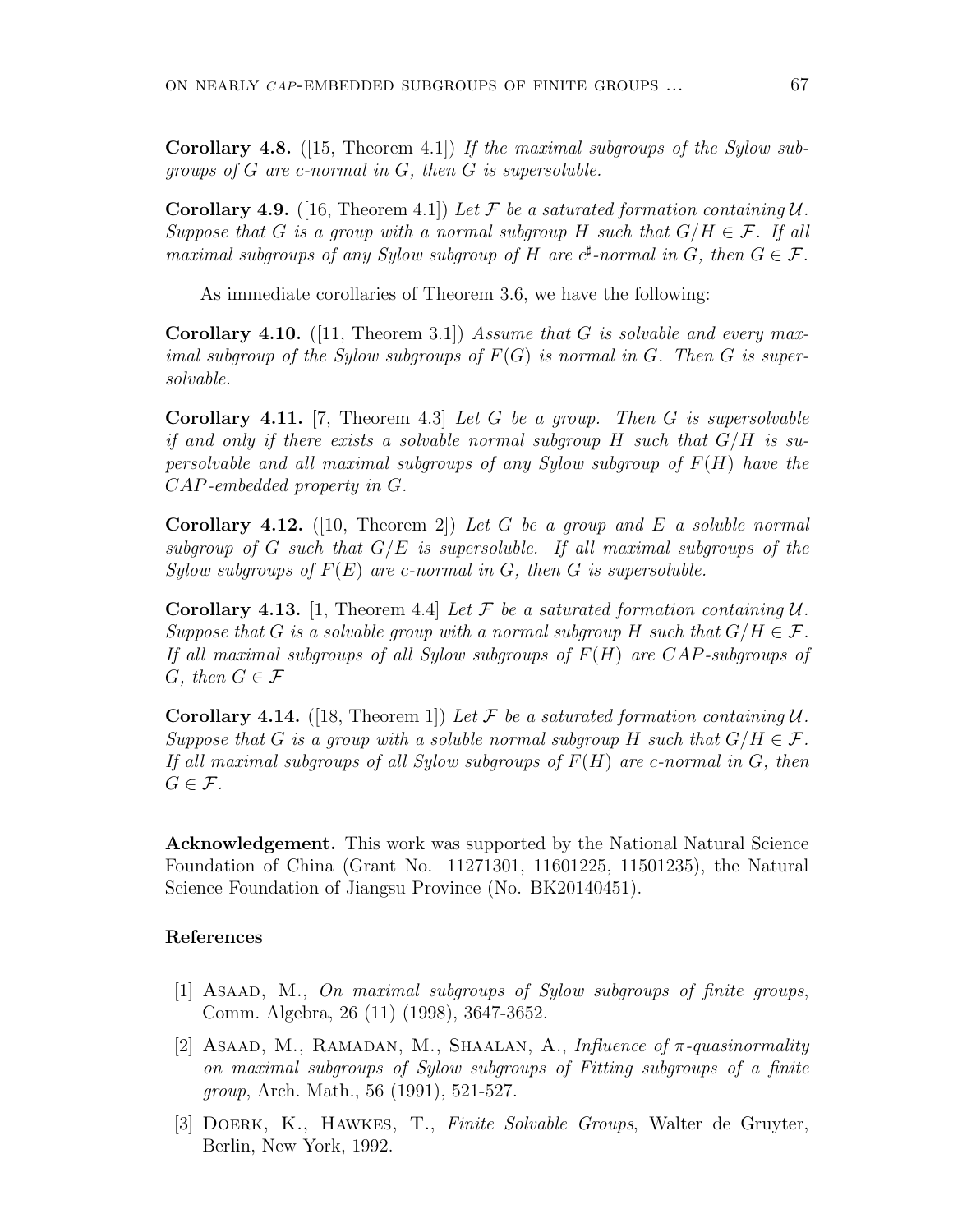**Corollary 4.8.** ([15, Theorem 4.1]) *If the maximal subgroups of the Sylow subgroups of $G$ are c-normal in $G$, then $G$ is supersoluble.*

**Corollary 4.9.** ([16, Theorem 4.1]) *Let $\mathcal{F}$ be a saturated formation containing $\mathcal{U}$. Suppose that $G$ is a group with a normal subgroup $H$ such that $G/H \in \mathcal{F}$. If all maximal subgroups of any Sylow subgroup of $H$ are $c^\sharp$-normal in $G$, then $G \in \mathcal{F}$.*

As immediate corollaries of Theorem 3.6, we have the following:

**Corollary 4.10.** ([11, Theorem 3.1]) *Assume that $G$ is solvable and every maximal subgroup of the Sylow subgroups of $F(G)$ is normal in $G$. Then $G$ is supersolvable.*

**Corollary 4.11.** [7, Theorem 4.3] *Let $G$ be a group. Then $G$ is supersolvable if and only if there exists a solvable normal subgroup $H$ such that $G/H$ is supersolvable and all maximal subgroups of any Sylow subgroup of $F(H)$ have the $CAP$-embedded property in $G$.*

**Corollary 4.12.** ([10, Theorem 2]) *Let $G$ be a group and $E$ a soluble normal subgroup of $G$ such that $G/E$ is supersoluble. If all maximal subgroups of the Sylow subgroups of $F(E)$ are c-normal in $G$, then $G$ is supersoluble.*

**Corollary 4.13.** [1, Theorem 4.4] *Let $\mathcal{F}$ be a saturated formation containing $\mathcal{U}$. Suppose that $G$ is a solvable group with a normal subgroup $H$ such that $G/H \in \mathcal{F}$. If all maximal subgroups of all Sylow subgroups of $F(H)$ are $CAP$-subgroups of $G$, then $G \in \mathcal{F}$*

**Corollary 4.14.** ([18, Theorem 1]) *Let $\mathcal{F}$ be a saturated formation containing $\mathcal{U}$. Suppose that $G$ is a group with a soluble normal subgroup $H$ such that $G/H \in \mathcal{F}$. If all maximal subgroups of all Sylow subgroups of $F(H)$ are c-normal in $G$, then $G \in \mathcal{F}$.*

**Acknowledgement.** This work was supported by the National Natural Science Foundation of China (Grant No. 11271301, 11601225, 11501235), the Natural Science Foundation of Jiangsu Province (No. BK20140451).

## References

[1] Asaad, M., *On maximal subgroups of Sylow subgroups of finite groups*, Comm. Algebra, 26 (11) (1998), 3647-3652.

[2] Asaad, M., Ramadan, M., Shaalan, A., *Influence of $\pi$-quasinormality on maximal subgroups of Sylow subgroups of Fitting subgroups of a finite group*, Arch. Math., 56 (1991), 521-527.

[3] Doerk, K., Hawkes, T., *Finite Solvable Groups*, Walter de Gruyter, Berlin, New York, 1992.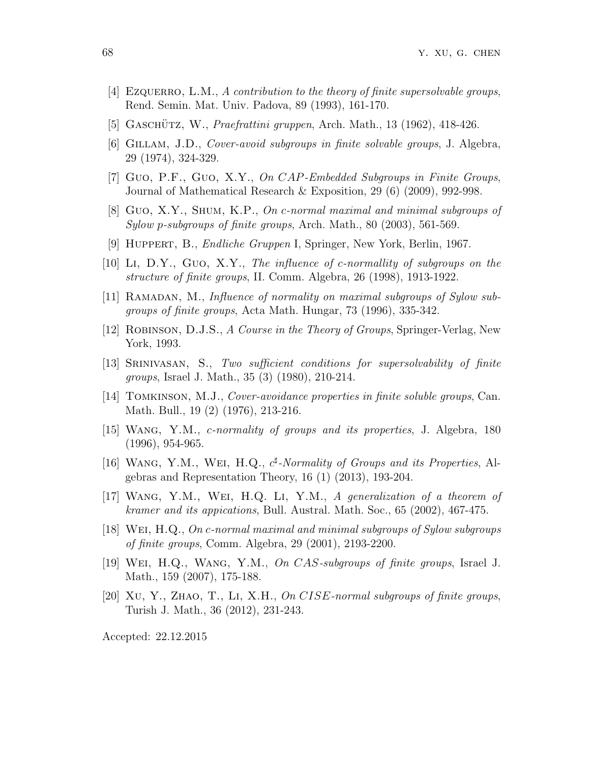[4] Ezquerro, L.M., *A contribution to the theory of finite supersolvable groups*, Rend. Semin. Mat. Univ. Padova, 89 (1993), 161-170.

[5] Gaschütz, W., *Praefrattini gruppen*, Arch. Math., 13 (1962), 418-426.

[6] Gillam, J.D., *Cover-avoid subgroups in finite solvable groups*, J. Algebra, 29 (1974), 324-329.

[7] Guo, P.F., Guo, X.Y., *On CAP-Embedded Subgroups in Finite Groups*, Journal of Mathematical Research & Exposition, 29 (6) (2009), 992-998.

[8] Guo, X.Y., Shum, K.P., *On c-normal maximal and minimal subgroups of Sylow p-subgroups of finite groups*, Arch. Math., 80 (2003), 561-569.

[9] Huppert, B., *Endliche Gruppen* I, Springer, New York, Berlin, 1967.

[10] Li, D.Y., Guo, X.Y., *The influence of c-normallity of subgroups on the structure of finite groups*, II. Comm. Algebra, 26 (1998), 1913-1922.

[11] Ramadan, M., *Influence of normality on maximal subgroups of Sylow subgroups of finite groups*, Acta Math. Hungar, 73 (1996), 335-342.

[12] Robinson, D.J.S., *A Course in the Theory of Groups*, Springer-Verlag, New York, 1993.

[13] Srinivasan, S., *Two sufficient conditions for supersolvability of finite groups*, Israel J. Math., 35 (3) (1980), 210-214.

[14] Tomkinson, M.J., *Cover-avoidance properties in finite soluble groups*, Can. Math. Bull., 19 (2) (1976), 213-216.

[15] Wang, Y.M., *c-normality of groups and its properties*, J. Algebra, 180 (1996), 954-965.

[16] Wang, Y.M., Wei, H.Q., *$c^\sharp$-Normality of Groups and its Properties*, Algebras and Representation Theory, 16 (1) (2013), 193-204.

[17] Wang, Y.M., Wei, H.Q. Li, Y.M., *A generalization of a theorem of kramer and its appications*, Bull. Austral. Math. Soc., 65 (2002), 467-475.

[18] Wei, H.Q., *On c-normal maximal and minimal subgroups of Sylow subgroups of finite groups*, Comm. Algebra, 29 (2001), 2193-2200.

[19] Wei, H.Q., Wang, Y.M., *On CAS-subgroups of finite groups*, Israel J. Math., 159 (2007), 175-188.

[20] Xu, Y., Zhao, T., Li, X.H., *On CISE-normal subgroups of finite groups*, Turish J. Math., 36 (2012), 231-243.

Accepted: 22.12.2015